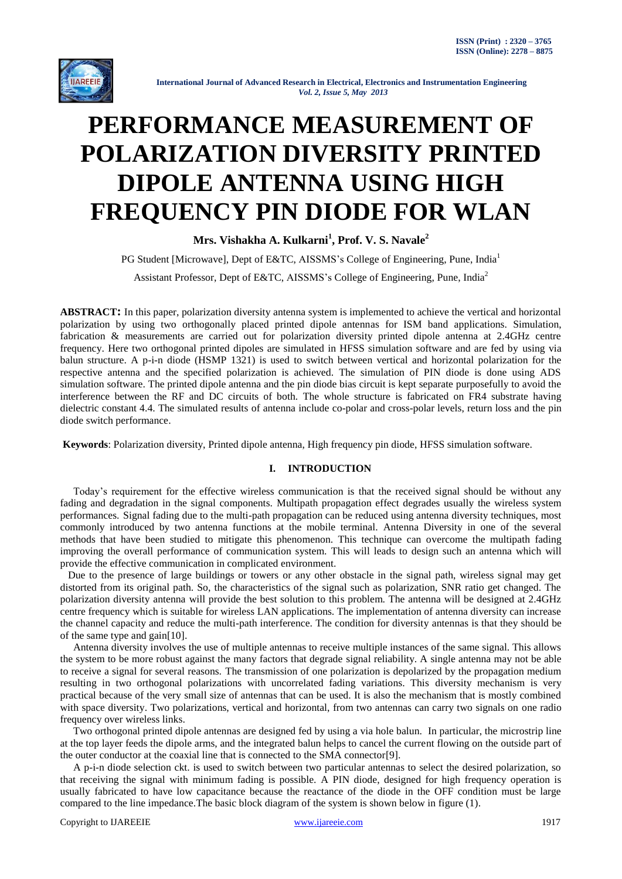# PERFORMANCE MEASUREMENT OF POLARIZATION DIVERSITY PRINTED DIPOLE ANTENNA USING HIGH FREQUENCY PIN DIODE FOR WLAN

**Mrs. Vishakha A. Kulkarni[1], Prof. V. S. Navale[2]**

PG Student [Microwave], Dept of E&TC, AISSMS's College of Engineering, Pune, India[1]

Assistant Professor, Dept of E&TC, AISSMS's College of Engineering, Pune, India[2]

**ABSTRACT:** In this paper, polarization diversity antenna system is implemented to achieve the vertical and horizontal polarization by using two orthogonally placed printed dipole antennas for ISM band applications. Simulation, fabrication & measurements are carried out for polarization diversity printed dipole antenna at 2.4GHz centre frequency. Here two orthogonal printed dipoles are simulated in HFSS simulation software and are fed by using via balun structure. A p-i-n diode (HSMP 1321) is used to switch between vertical and horizontal polarization for the respective antenna and the specified polarization is achieved. The simulation of PIN diode is done using ADS simulation software. The printed dipole antenna and the pin diode bias circuit is kept separate purposefully to avoid the interference between the RF and DC circuits of both. The whole structure is fabricated on FR4 substrate having dielectric constant 4.4. The simulated results of antenna include co-polar and cross-polar levels, return loss and the pin diode switch performance.

**Keywords**: Polarization diversity, Printed dipole antenna, High frequency pin diode, HFSS simulation software.

## I. INTRODUCTION

Today's requirement for the effective wireless communication is that the received signal should be without any fading and degradation in the signal components. Multipath propagation effect degrades usually the wireless system performances. Signal fading due to the multi-path propagation can be reduced using antenna diversity techniques, most commonly introduced by two antenna functions at the mobile terminal. Antenna Diversity in one of the several methods that have been studied to mitigate this phenomenon. This technique can overcome the multipath fading improving the overall performance of communication system. This will leads to design such an antenna which will provide the effective communication in complicated environment.

Due to the presence of large buildings or towers or any other obstacle in the signal path, wireless signal may get distorted from its original path. So, the characteristics of the signal such as polarization, SNR ratio get changed. The polarization diversity antenna will provide the best solution to this problem. The antenna will be designed at 2.4GHz centre frequency which is suitable for wireless LAN applications. The implementation of antenna diversity can increase the channel capacity and reduce the multi-path interference. The condition for diversity antennas is that they should be of the same type and gain[10].

Antenna diversity involves the use of multiple antennas to receive multiple instances of the same signal. This allows the system to be more robust against the many factors that degrade signal reliability. A single antenna may not be able to receive a signal for several reasons. The transmission of one polarization is depolarized by the propagation medium resulting in two orthogonal polarizations with uncorrelated fading variations. This diversity mechanism is very practical because of the very small size of antennas that can be used. It is also the mechanism that is mostly combined with space diversity. Two polarizations, vertical and horizontal, from two antennas can carry two signals on one radio frequency over wireless links.

Two orthogonal printed dipole antennas are designed fed by using a via hole balun. In particular, the microstrip line at the top layer feeds the dipole arms, and the integrated balun helps to cancel the current flowing on the outside part of the outer conductor at the coaxial line that is connected to the SMA connector[9].

A p-i-n diode selection ckt. is used to switch between two particular antennas to select the desired polarization, so that receiving the signal with minimum fading is possible. A PIN diode, designed for high frequency operation is usually fabricated to have low capacitance because the reactance of the diode in the OFF condition must be large compared to the line impedance.The basic block diagram of the system is shown below in figure (1).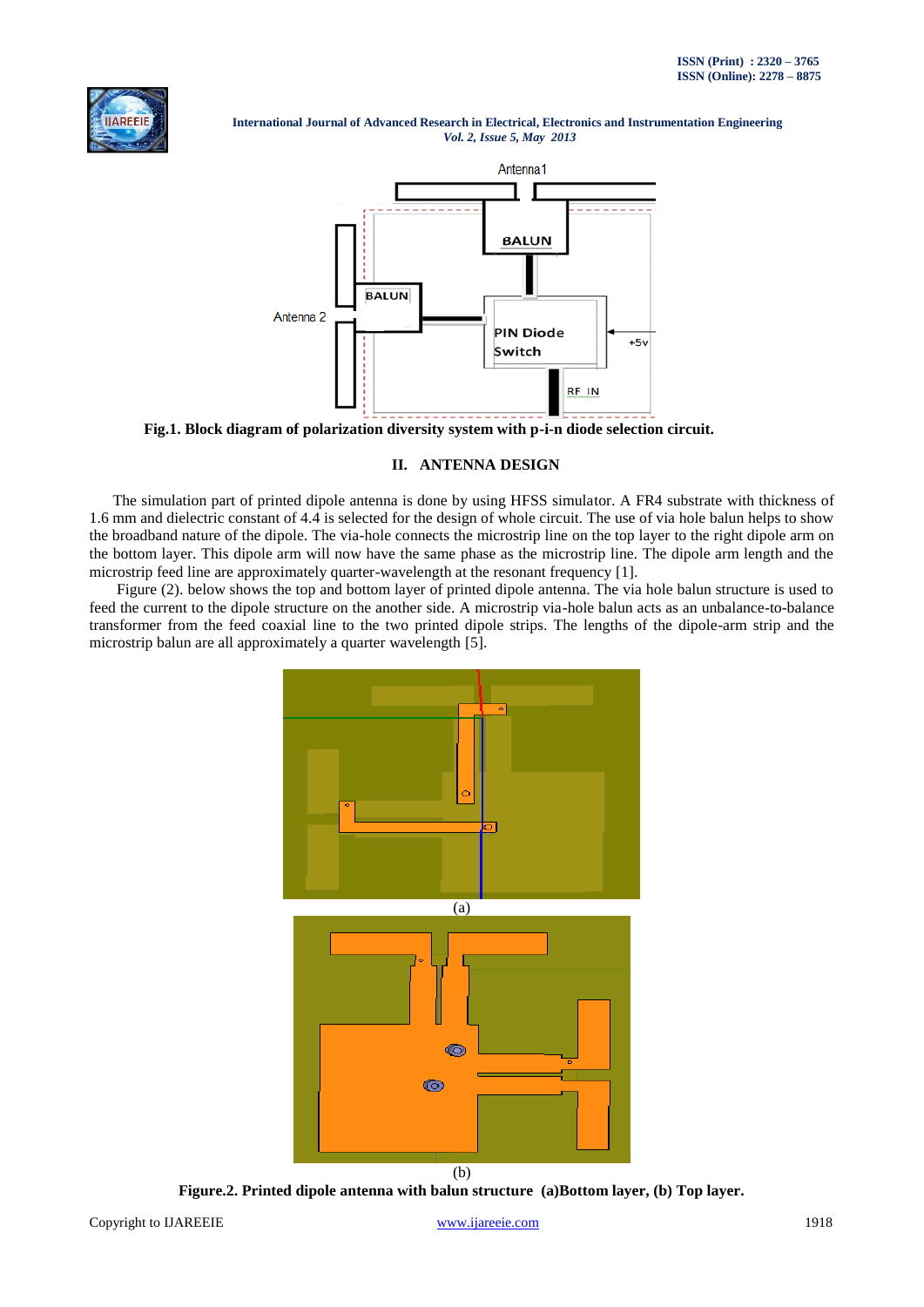Fig.1. Block diagram of polarization diversity system with p-i-n diode selection circuit.

## II. ANTENNA DESIGN

The simulation part of printed dipole antenna is done by using HFSS simulator. A FR4 substrate with thickness of 1.6 mm and dielectric constant of 4.4 is selected for the design of whole circuit. The use of via hole balun helps to show the broadband nature of the dipole. The via-hole connects the microstrip line on the top layer to the right dipole arm on the bottom layer. This dipole arm will now have the same phase as the microstrip line. The dipole arm length and the microstrip feed line are approximately quarter-wavelength at the resonant frequency [1].

Figure (2). below shows the top and bottom layer of printed dipole antenna. The via hole balun structure is used to feed the current to the dipole structure on the another side. A microstrip via-hole balun acts as an unbalance-to-balance transformer from the feed coaxial line to the two printed dipole strips. The lengths of the dipole-arm strip and the microstrip balun are all approximately a quarter wavelength [5].

(a)

(b)

Figure.2. Printed dipole antenna with balun structure (a)Bottom layer, (b) Top layer.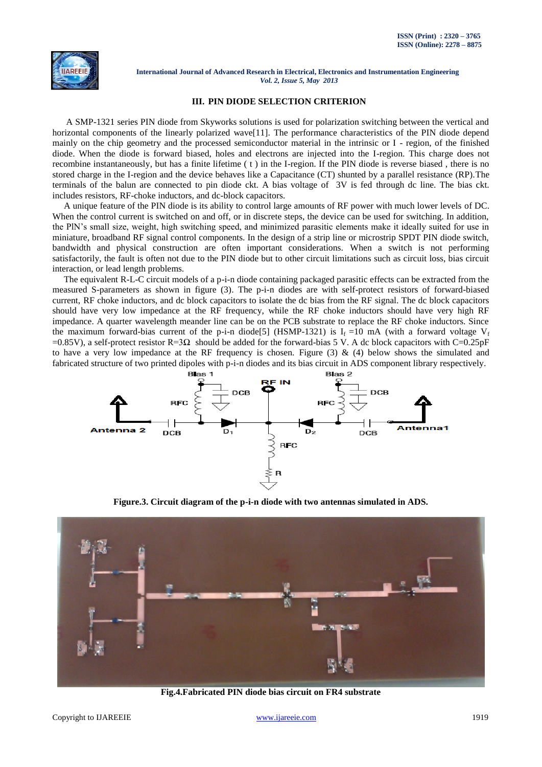### III. PIN DIODE SELECTION CRITERION

A SMP-1321 series PIN diode from Skyworks solutions is used for polarization switching between the vertical and horizontal components of the linearly polarized wave[11]. The performance characteristics of the PIN diode depend mainly on the chip geometry and the processed semiconductor material in the intrinsic or I - region, of the finished diode. When the diode is forward biased, holes and electrons are injected into the I-region. This charge does not recombine instantaneously, but has a finite lifetime ( t ) in the I-region. If the PIN diode is reverse biased , there is no stored charge in the I-region and the device behaves like a Capacitance (CT) shunted by a parallel resistance (RP).The terminals of the balun are connected to pin diode ckt. A bias voltage of 3V is fed through dc line. The bias ckt. includes resistors, RF-choke inductors, and dc-block capacitors.

A unique feature of the PIN diode is its ability to control large amounts of RF power with much lower levels of DC. When the control current is switched on and off, or in discrete steps, the device can be used for switching. In addition, the PIN's small size, weight, high switching speed, and minimized parasitic elements make it ideally suited for use in miniature, broadband RF signal control components. In the design of a strip line or microstrip SPDT PIN diode switch, bandwidth and physical construction are often important considerations. When a switch is not performing satisfactorily, the fault is often not due to the PIN diode but to other circuit limitations such as circuit loss, bias circuit interaction, or lead length problems.

The equivalent R-L-C circuit models of a p-i-n diode containing packaged parasitic effects can be extracted from the measured S-parameters as shown in figure (3). The p-i-n diodes are with self-protect resistors of forward-biased current, RF choke inductors, and dc block capacitors to isolate the dc bias from the RF signal. The dc block capacitors should have very low impedance at the RF frequency, while the RF choke inductors should have very high RF impedance. A quarter wavelength meander line can be on the PCB substrate to replace the RF choke inductors. Since the maximum forward-bias current of the p-i-n diode[5] (HSMP-1321) is $I_f$ =10 mA (with a forward voltage $V_f$ =0.85V), a self-protect resistor R=3Ω should be added for the forward-bias 5 V. A dc block capacitors with C=0.25pF to have a very low impedance at the RF frequency is chosen. Figure (3) & (4) below shows the simulated and fabricated structure of two printed dipoles with p-i-n diodes and its bias circuit in ADS component library respectively.

**Figure.3. Circuit diagram of the p-i-n diode with two antennas simulated in ADS.**

**Fig.4.Fabricated PIN diode bias circuit on FR4 substrate**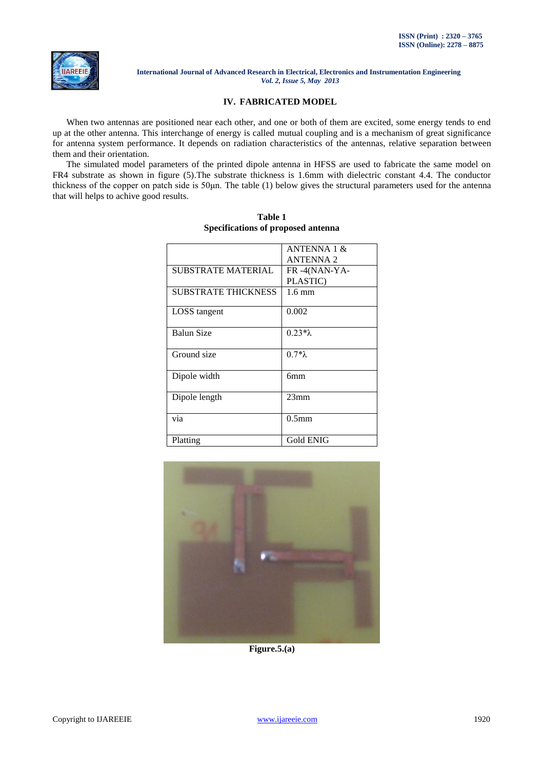## IV. FABRICATED MODEL

When two antennas are positioned near each other, and one or both of them are excited, some energy tends to end up at the other antenna. This interchange of energy is called mutual coupling and is a mechanism of great significance for antenna system performance. It depends on radiation characteristics of the antennas, relative separation between them and their orientation.

The simulated model parameters of the printed dipole antenna in HFSS are used to fabricate the same model on FR4 substrate as shown in figure (5).The substrate thickness is 1.6mm with dielectric constant 4.4. The conductor thickness of the copper on patch side is 50µn. The table (1) below gives the structural parameters used for the antenna that will helps to achive good results.

**Table 1**
**Specifications of proposed antenna**

| | ANTENNA 1 & ANTENNA 2 |
|---|---|
| SUBSTRATE MATERIAL | FR -4(NAN-YA-PLASTIC) |
| SUBSTRATE THICKNESS | 1.6 mm |
| LOSS tangent | 0.002 |
| Balun Size | 0.23*λ |
| Ground size | 0.7*λ |
| Dipole width | 6mm |
| Dipole length | 23mm |
| via | 0.5mm |
| Platting | Gold ENIG |

**Figure.5.(a)**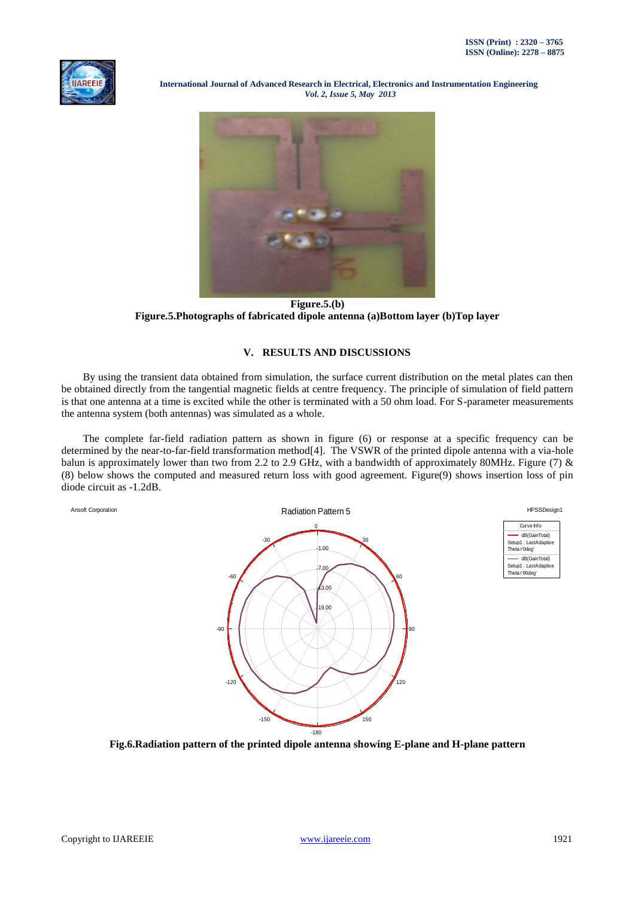Figure.5.(b)

**Figure.5.Photographs of fabricated dipole antenna (a)Bottom layer (b)Top layer**

## V. RESULTS AND DISCUSSIONS

By using the transient data obtained from simulation, the surface current distribution on the metal plates can then be obtained directly from the tangential magnetic fields at centre frequency. The principle of simulation of field pattern is that one antenna at a time is excited while the other is terminated with a 50 ohm load. For S-parameter measurements the antenna system (both antennas) was simulated as a whole.

The complete far-field radiation pattern as shown in figure (6) or response at a specific frequency can be determined by the near-to-far-field transformation method[4]. The VSWR of the printed dipole antenna with a via-hole balun is approximately lower than two from 2.2 to 2.9 GHz, with a bandwidth of approximately 80MHz. Figure (7) & (8) below shows the computed and measured return loss with good agreement. Figure(9) shows insertion loss of pin diode circuit as -1.2dB.

**Fig.6.Radiation pattern of the printed dipole antenna showing E-plane and H-plane pattern**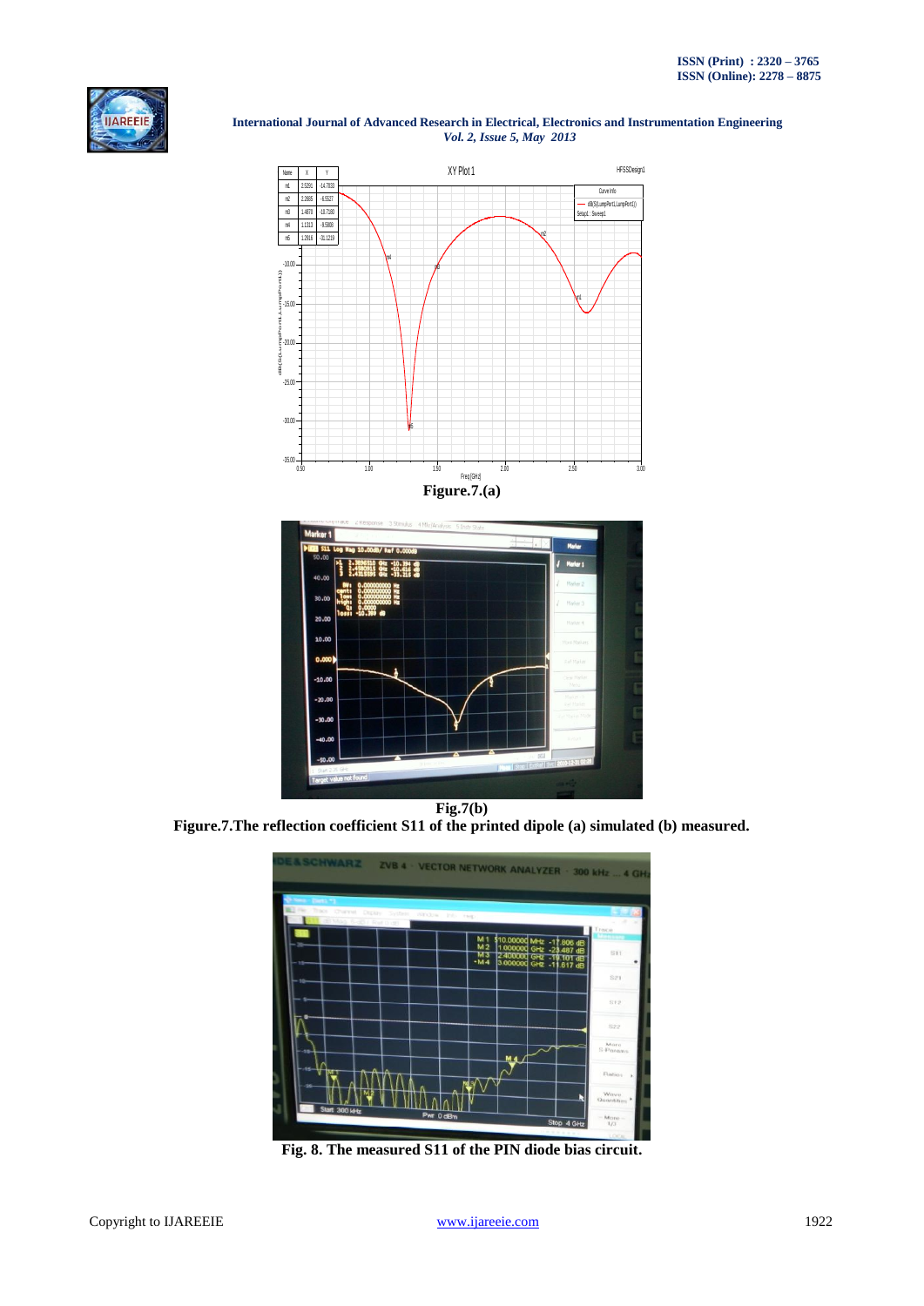Figure.7.(a)

Fig.7(b)

**Figure.7.The reflection coefficient S11 of the printed dipole (a) simulated (b) measured.**

**Fig. 8. The measured S11 of the PIN diode bias circuit.**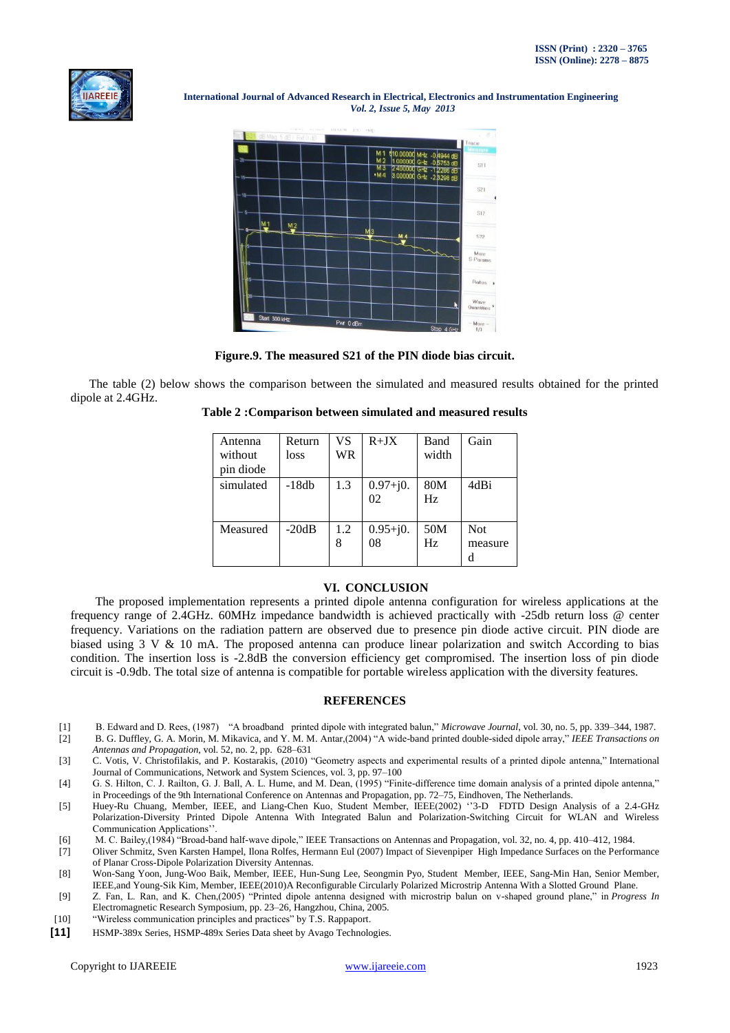M 1 510.00000 MHz -0.4944 dB
M 2 1.000000 GHz -0.5753 dB
M 3 2.400000 GHz -1.2286 dB
•M 4 3.000000 GHz -2.3298 dB

M1 M2 M3 M 4

Start 300 kHz Pwr 0 dBm Stop 4 GHz

Trace Measure S11 S21 S12 S22 More S Params Ratios Wave Quantities More 1/3

**Figure.9. The measured S21 of the PIN diode bias circuit.**

The table (2) below shows the comparison between the simulated and measured results obtained for the printed dipole at 2.4GHz.

**Table 2 :Comparison between simulated and measured results**

| Antenna without pin diode | Return loss | VSWR | R+JX | Band width | Gain |
|---|---|---|---|---|---|
| simulated | -18db | 1.3 | 0.97+j0.02 | 80MHz | 4dBi |
| Measured | -20dB | 1.28 | 0.95+j0.08 | 50MHz | Not measured |

## VI. CONCLUSION

The proposed implementation represents a printed dipole antenna configuration for wireless applications at the frequency range of 2.4GHz. 60MHz impedance bandwidth is achieved practically with -25db return loss @ center frequency. Variations on the radiation pattern are observed due to presence pin diode active circuit. PIN diode are biased using 3 V & 10 mA. The proposed antenna can produce linear polarization and switch According to bias condition. The insertion loss is -2.8dB the conversion efficiency get compromised. The insertion loss of pin diode circuit is -0.9db. The total size of antenna is compatible for portable wireless application with the diversity features.

## REFERENCES

[1] B. Edward and D. Rees, (1987) "A broadband printed dipole with integrated balun," *Microwave Journal*, vol. 30, no. 5, pp. 339–344, 1987.

[2] B. G. Duffley, G. A. Morin, M. Mikavica, and Y. M. M. Antar,(2004) "A wide-band printed double-sided dipole array," *IEEE Transactions on Antennas and Propagation*, vol. 52, no. 2, pp. 628–631

[3] C. Votis, V. Christofilakis, and P. Kostarakis, (2010) "Geometry aspects and experimental results of a printed dipole antenna," International Journal of Communications, Network and System Sciences, vol. 3, pp. 97–100

[4] G. S. Hilton, C. J. Railton, G. J. Ball, A. L. Hume, and M. Dean, (1995) "Finite-difference time domain analysis of a printed dipole antenna," in Proceedings of the 9th International Conference on Antennas and Propagation, pp. 72–75, Eindhoven, The Netherlands.

[5] Huey-Ru Chuang, Member, IEEE, and Liang-Chen Kuo, Student Member, IEEE(2002) ''3-D FDTD Design Analysis of a 2.4-GHz Polarization-Diversity Printed Dipole Antenna With Integrated Balun and Polarization-Switching Circuit for WLAN and Wireless Communication Applications''.

[6] M. C. Bailey,(1984) "Broad-band half-wave dipole," IEEE Transactions on Antennas and Propagation, vol. 32, no. 4, pp. 410–412, 1984.

[7] Oliver Schmitz, Sven Karsten Hampel, Ilona Rolfes, Hermann Eul (2007) Impact of Sievenpiper High Impedance Surfaces on the Performance of Planar Cross-Dipole Polarization Diversity Antennas.

[8] Won-Sang Yoon, Jung-Woo Baik, Member, IEEE, Hun-Sung Lee, Seongmin Pyo, Student Member, IEEE, Sang-Min Han, Senior Member, IEEE,and Young-Sik Kim, Member, IEEE(2010)A Reconfigurable Circularly Polarized Microstrip Antenna With a Slotted Ground Plane.

[9] Z. Fan, L. Ran, and K. Chen,(2005) "Printed dipole antenna designed with microstrip balun on v-shaped ground plane," in *Progress In* Electromagnetic Research Symposium, pp. 23–26, Hangzhou, China, 2005.

[10] "Wireless communication principles and practices" by T.S. Rappaport.

[11] HSMP-389x Series, HSMP-489x Series Data sheet by Avago Technologies.

Copyright to IJAREEIE www.ijareeie.com